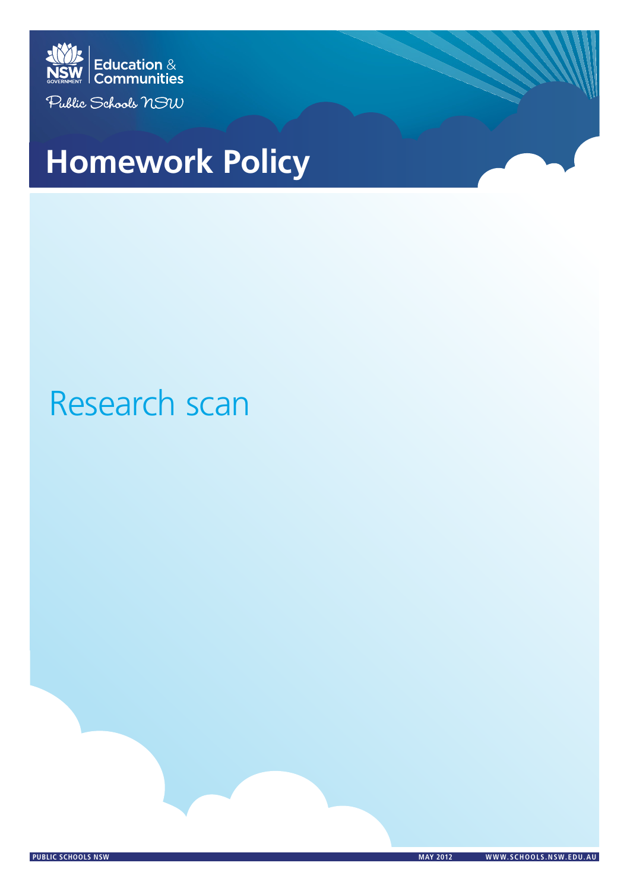NSW Government Education & Communities

Public Schools NSW

# Homework Policy

## Research scan

PUBLIC SCHOOLS NSW MAY 2012 WWW.SCHOOLS.NSW.EDU.AU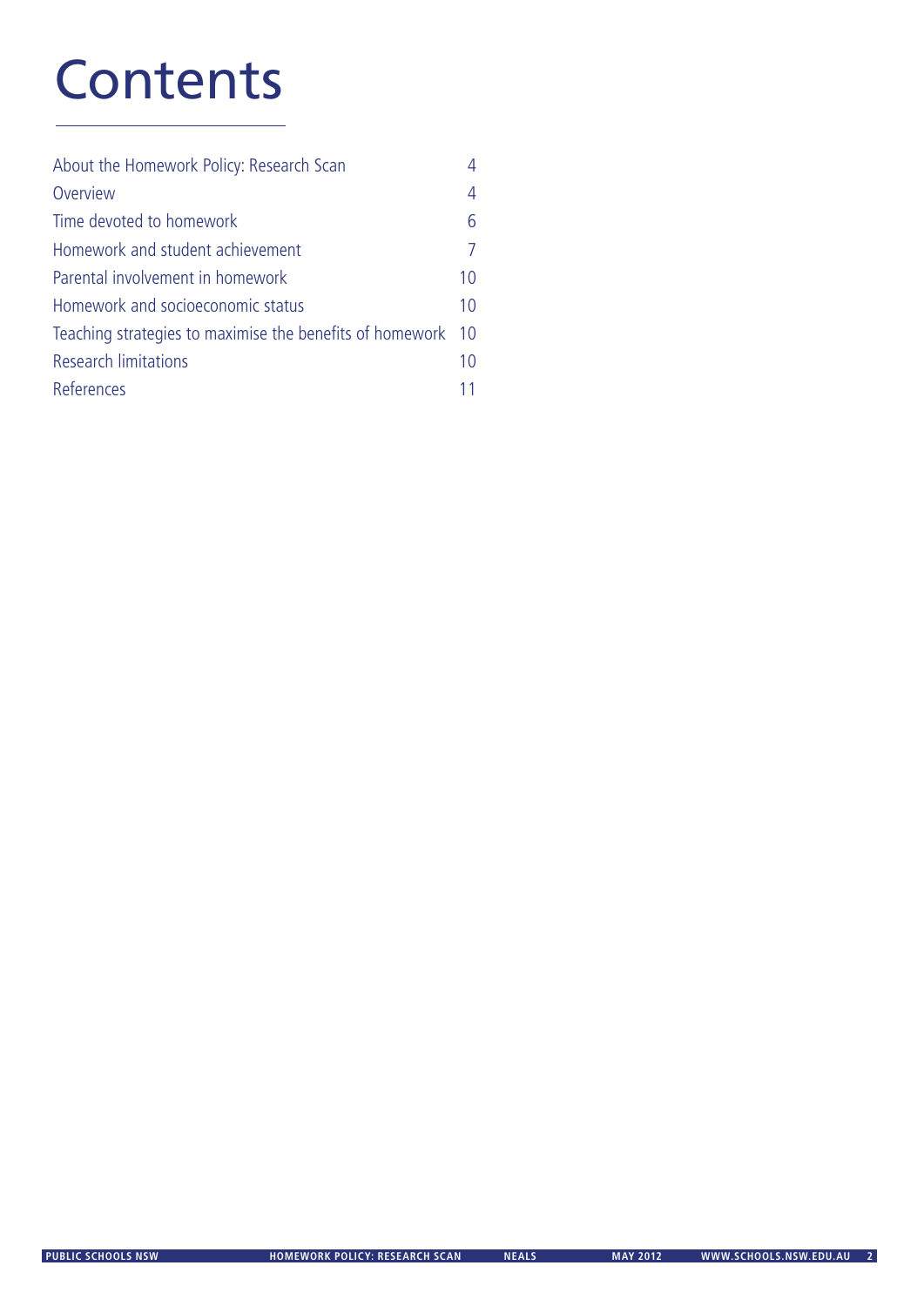# Contents

| | |
|---|---|
| About the Homework Policy: Research Scan | 4 |
| Overview | 4 |
| Time devoted to homework | 6 |
| Homework and student achievement | 7 |
| Parental involvement in homework | 10 |
| Homework and socioeconomic status | 10 |
| Teaching strategies to maximise the benefits of homework | 10 |
| Research limitations | 10 |
| References | 11 |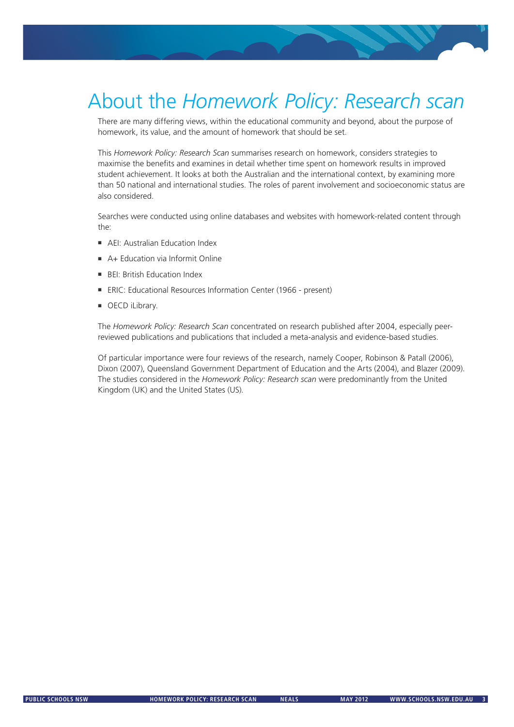# About the *Homework Policy: Research scan*

There are many differing views, within the educational community and beyond, about the purpose of homework, its value, and the amount of homework that should be set.

This *Homework Policy: Research Scan* summarises research on homework, considers strategies to maximise the benefits and examines in detail whether time spent on homework results in improved student achievement. It looks at both the Australian and the international context, by examining more than 50 national and international studies. The roles of parent involvement and socioeconomic status are also considered.

Searches were conducted using online databases and websites with homework-related content through the:

- AEI: Australian Education Index
- A+ Education via Informit Online
- BEI: British Education Index
- ERIC: Educational Resources Information Center (1966 - present)
- OECD iLibrary.

The *Homework Policy: Research Scan* concentrated on research published after 2004, especially peer-reviewed publications and publications that included a meta-analysis and evidence-based studies.

Of particular importance were four reviews of the research, namely Cooper, Robinson & Patall (2006), Dixon (2007), Queensland Government Department of Education and the Arts (2004), and Blazer (2009). The studies considered in the *Homework Policy: Research scan* were predominantly from the United Kingdom (UK) and the United States (US).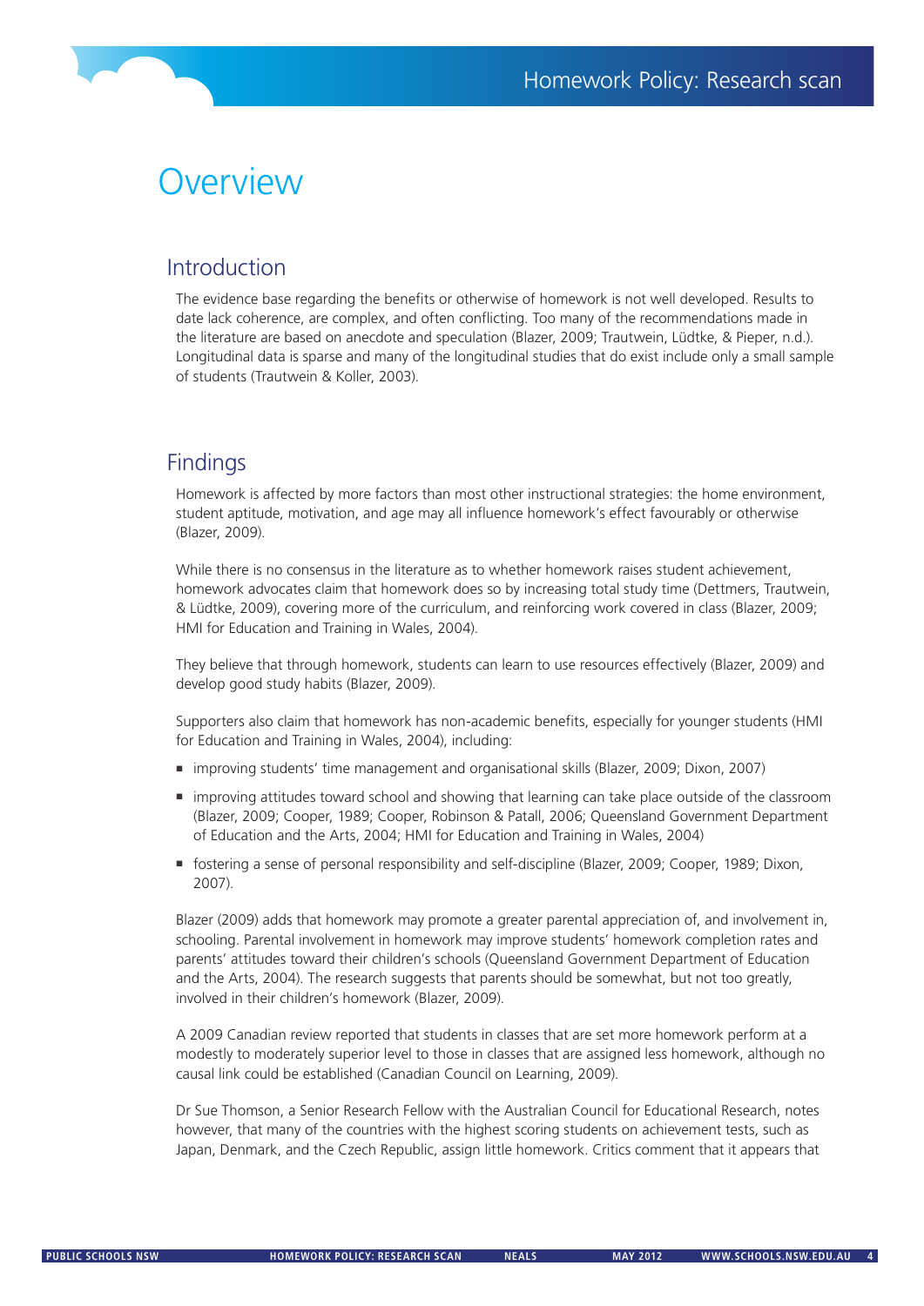# Overview

## Introduction

The evidence base regarding the benefits or otherwise of homework is not well developed. Results to date lack coherence, are complex, and often conflicting. Too many of the recommendations made in the literature are based on anecdote and speculation (Blazer, 2009; Trautwein, Lüdtke, & Pieper, n.d.). Longitudinal data is sparse and many of the longitudinal studies that do exist include only a small sample of students (Trautwein & Koller, 2003).

## Findings

Homework is affected by more factors than most other instructional strategies: the home environment, student aptitude, motivation, and age may all influence homework's effect favourably or otherwise (Blazer, 2009).

While there is no consensus in the literature as to whether homework raises student achievement, homework advocates claim that homework does so by increasing total study time (Dettmers, Trautwein, & Lüdtke, 2009), covering more of the curriculum, and reinforcing work covered in class (Blazer, 2009; HMI for Education and Training in Wales, 2004).

They believe that through homework, students can learn to use resources effectively (Blazer, 2009) and develop good study habits (Blazer, 2009).

Supporters also claim that homework has non-academic benefits, especially for younger students (HMI for Education and Training in Wales, 2004), including:

- improving students' time management and organisational skills (Blazer, 2009; Dixon, 2007)
- improving attitudes toward school and showing that learning can take place outside of the classroom (Blazer, 2009; Cooper, 1989; Cooper, Robinson & Patall, 2006; Queensland Government Department of Education and the Arts, 2004; HMI for Education and Training in Wales, 2004)
- fostering a sense of personal responsibility and self-discipline (Blazer, 2009; Cooper, 1989; Dixon, 2007).

Blazer (2009) adds that homework may promote a greater parental appreciation of, and involvement in, schooling. Parental involvement in homework may improve students' homework completion rates and parents' attitudes toward their children's schools (Queensland Government Department of Education and the Arts, 2004). The research suggests that parents should be somewhat, but not too greatly, involved in their children's homework (Blazer, 2009).

A 2009 Canadian review reported that students in classes that are set more homework perform at a modestly to moderately superior level to those in classes that are assigned less homework, although no causal link could be established (Canadian Council on Learning, 2009).

Dr Sue Thomson, a Senior Research Fellow with the Australian Council for Educational Research, notes however, that many of the countries with the highest scoring students on achievement tests, such as Japan, Denmark, and the Czech Republic, assign little homework. Critics comment that it appears that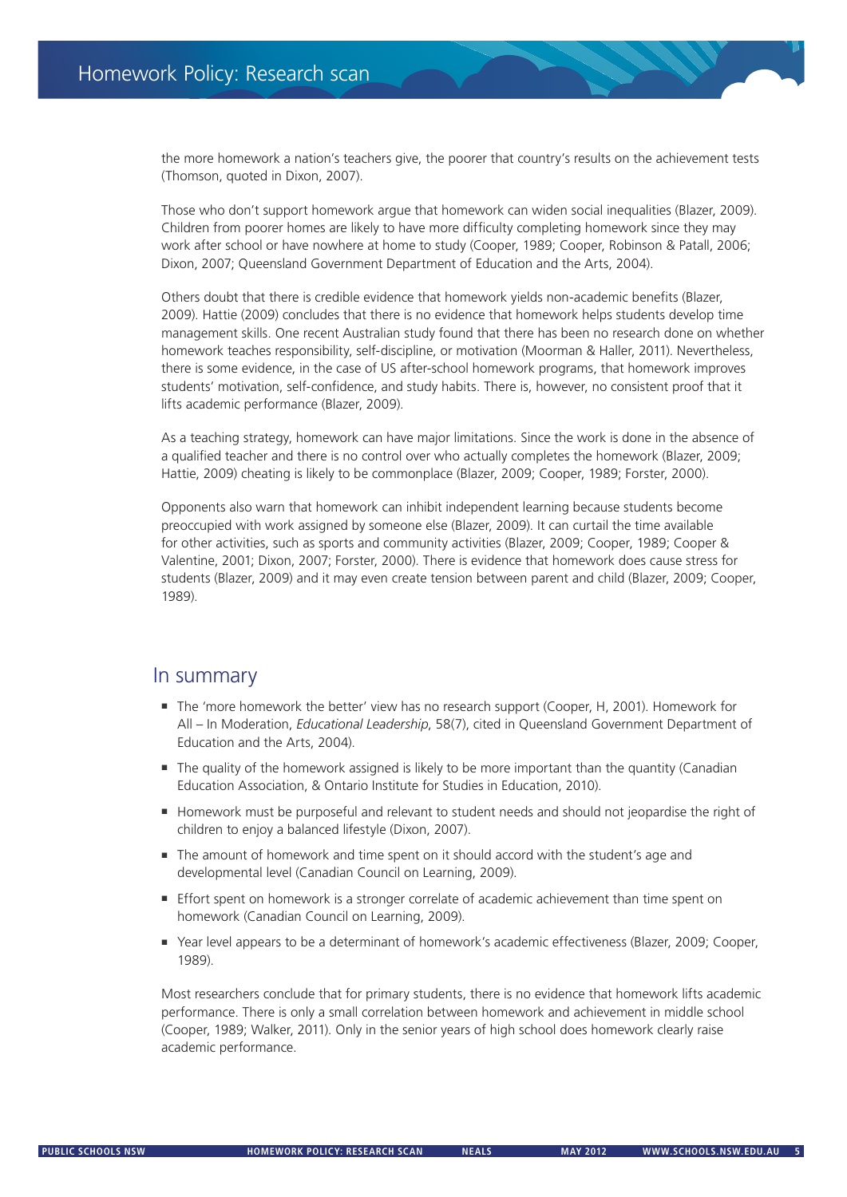the more homework a nation's teachers give, the poorer that country's results on the achievement tests (Thomson, quoted in Dixon, 2007).

Those who don't support homework argue that homework can widen social inequalities (Blazer, 2009). Children from poorer homes are likely to have more difficulty completing homework since they may work after school or have nowhere at home to study (Cooper, 1989; Cooper, Robinson & Patall, 2006; Dixon, 2007; Queensland Government Department of Education and the Arts, 2004).

Others doubt that there is credible evidence that homework yields non-academic benefits (Blazer, 2009). Hattie (2009) concludes that there is no evidence that homework helps students develop time management skills. One recent Australian study found that there has been no research done on whether homework teaches responsibility, self-discipline, or motivation (Moorman & Haller, 2011). Nevertheless, there is some evidence, in the case of US after-school homework programs, that homework improves students' motivation, self-confidence, and study habits. There is, however, no consistent proof that it lifts academic performance (Blazer, 2009).

As a teaching strategy, homework can have major limitations. Since the work is done in the absence of a qualified teacher and there is no control over who actually completes the homework (Blazer, 2009; Hattie, 2009) cheating is likely to be commonplace (Blazer, 2009; Cooper, 1989; Forster, 2000).

Opponents also warn that homework can inhibit independent learning because students become preoccupied with work assigned by someone else (Blazer, 2009). It can curtail the time available for other activities, such as sports and community activities (Blazer, 2009; Cooper, 1989; Cooper & Valentine, 2001; Dixon, 2007; Forster, 2000). There is evidence that homework does cause stress for students (Blazer, 2009) and it may even create tension between parent and child (Blazer, 2009; Cooper, 1989).

## In summary

- The 'more homework the better' view has no research support (Cooper, H, 2001). Homework for All – In Moderation, *Educational Leadership*, 58(7), cited in Queensland Government Department of Education and the Arts, 2004).
- The quality of the homework assigned is likely to be more important than the quantity (Canadian Education Association, & Ontario Institute for Studies in Education, 2010).
- Homework must be purposeful and relevant to student needs and should not jeopardise the right of children to enjoy a balanced lifestyle (Dixon, 2007).
- The amount of homework and time spent on it should accord with the student's age and developmental level (Canadian Council on Learning, 2009).
- Effort spent on homework is a stronger correlate of academic achievement than time spent on homework (Canadian Council on Learning, 2009).
- Year level appears to be a determinant of homework's academic effectiveness (Blazer, 2009; Cooper, 1989).

Most researchers conclude that for primary students, there is no evidence that homework lifts academic performance. There is only a small correlation between homework and achievement in middle school (Cooper, 1989; Walker, 2011). Only in the senior years of high school does homework clearly raise academic performance.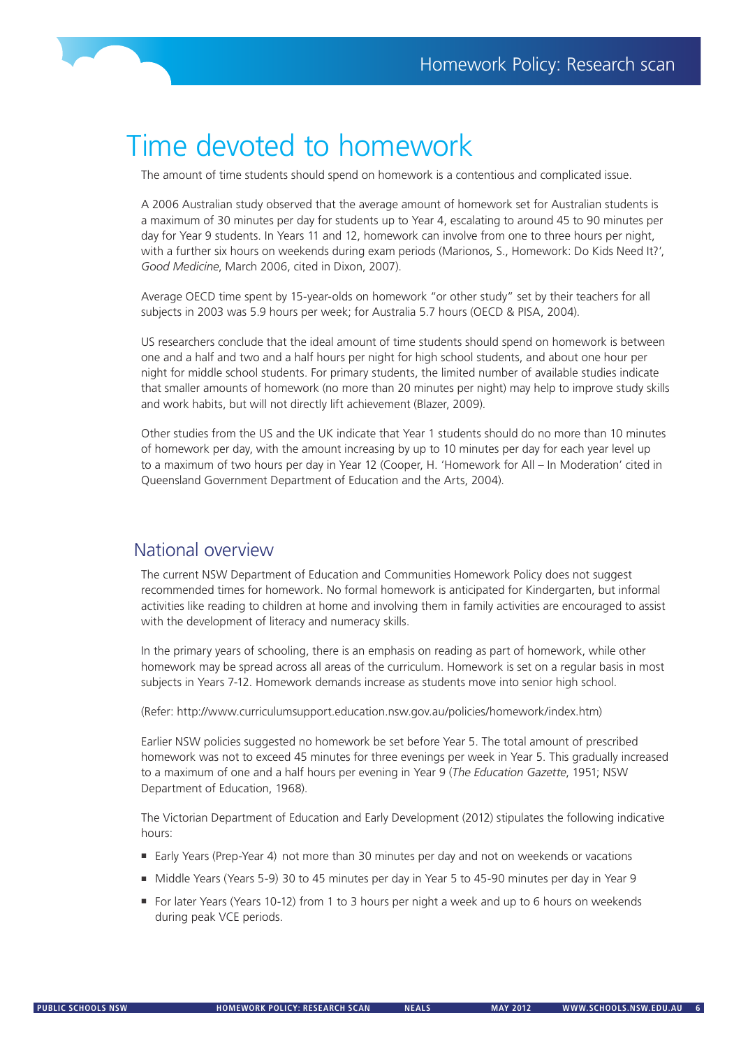# Time devoted to homework

The amount of time students should spend on homework is a contentious and complicated issue.

A 2006 Australian study observed that the average amount of homework set for Australian students is a maximum of 30 minutes per day for students up to Year 4, escalating to around 45 to 90 minutes per day for Year 9 students. In Years 11 and 12, homework can involve from one to three hours per night, with a further six hours on weekends during exam periods (Marionos, S., Homework: Do Kids Need It?', *Good Medicine*, March 2006, cited in Dixon, 2007).

Average OECD time spent by 15-year-olds on homework "or other study" set by their teachers for all subjects in 2003 was 5.9 hours per week; for Australia 5.7 hours (OECD & PISA, 2004).

US researchers conclude that the ideal amount of time students should spend on homework is between one and a half and two and a half hours per night for high school students, and about one hour per night for middle school students. For primary students, the limited number of available studies indicate that smaller amounts of homework (no more than 20 minutes per night) may help to improve study skills and work habits, but will not directly lift achievement (Blazer, 2009).

Other studies from the US and the UK indicate that Year 1 students should do no more than 10 minutes of homework per day, with the amount increasing by up to 10 minutes per day for each year level up to a maximum of two hours per day in Year 12 (Cooper, H. 'Homework for All – In Moderation' cited in Queensland Government Department of Education and the Arts, 2004).

## National overview

The current NSW Department of Education and Communities Homework Policy does not suggest recommended times for homework. No formal homework is anticipated for Kindergarten, but informal activities like reading to children at home and involving them in family activities are encouraged to assist with the development of literacy and numeracy skills.

In the primary years of schooling, there is an emphasis on reading as part of homework, while other homework may be spread across all areas of the curriculum. Homework is set on a regular basis in most subjects in Years 7-12. Homework demands increase as students move into senior high school.

(Refer: http://www.curriculumsupport.education.nsw.gov.au/policies/homework/index.htm)

Earlier NSW policies suggested no homework be set before Year 5. The total amount of prescribed homework was not to exceed 45 minutes for three evenings per week in Year 5. This gradually increased to a maximum of one and a half hours per evening in Year 9 (*The Education Gazette*, 1951; NSW Department of Education, 1968).

The Victorian Department of Education and Early Development (2012) stipulates the following indicative hours:

- Early Years (Prep-Year 4) not more than 30 minutes per day and not on weekends or vacations
- Middle Years (Years 5-9) 30 to 45 minutes per day in Year 5 to 45-90 minutes per day in Year 9
- For later Years (Years 10-12) from 1 to 3 hours per night a week and up to 6 hours on weekends during peak VCE periods.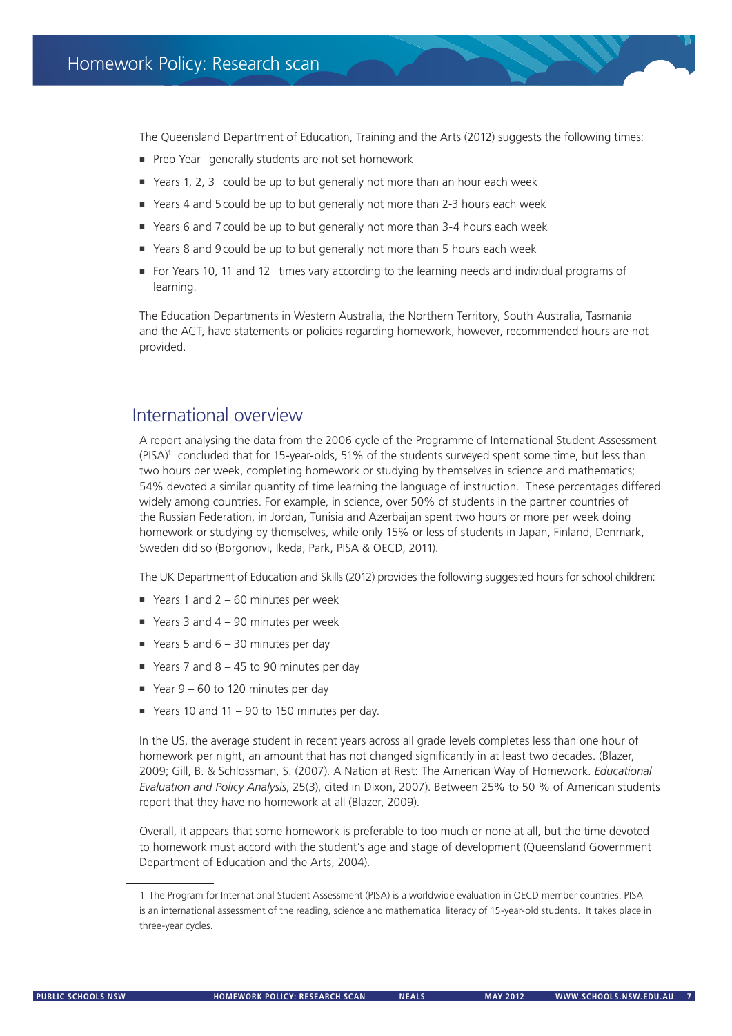The Queensland Department of Education, Training and the Arts (2012) suggests the following times:

- Prep Year generally students are not set homework
- Years 1, 2, 3 could be up to but generally not more than an hour each week
- Years 4 and 5 could be up to but generally not more than 2-3 hours each week
- Years 6 and 7 could be up to but generally not more than 3-4 hours each week
- Years 8 and 9 could be up to but generally not more than 5 hours each week
- For Years 10, 11 and 12 times vary according to the learning needs and individual programs of learning.

The Education Departments in Western Australia, the Northern Territory, South Australia, Tasmania and the ACT, have statements or policies regarding homework, however, recommended hours are not provided.

## International overview

A report analysing the data from the 2006 cycle of the Programme of International Student Assessment (PISA)[1] concluded that for 15-year-olds, 51% of the students surveyed spent some time, but less than two hours per week, completing homework or studying by themselves in science and mathematics; 54% devoted a similar quantity of time learning the language of instruction. These percentages differed widely among countries. For example, in science, over 50% of students in the partner countries of the Russian Federation, in Jordan, Tunisia and Azerbaijan spent two hours or more per week doing homework or studying by themselves, while only 15% or less of students in Japan, Finland, Denmark, Sweden did so (Borgonovi, Ikeda, Park, PISA & OECD, 2011).

The UK Department of Education and Skills (2012) provides the following suggested hours for school children:

- Years 1 and 2 – 60 minutes per week
- Years 3 and 4 – 90 minutes per week
- Years 5 and 6 – 30 minutes per day
- Years 7 and 8 – 45 to 90 minutes per day
- Year 9 – 60 to 120 minutes per day
- Years 10 and 11 – 90 to 150 minutes per day.

In the US, the average student in recent years across all grade levels completes less than one hour of homework per night, an amount that has not changed significantly in at least two decades. (Blazer, 2009; Gill, B. & Schlossman, S. (2007). A Nation at Rest: The American Way of Homework. *Educational Evaluation and Policy Analysis*, 25(3), cited in Dixon, 2007). Between 25% to 50 % of American students report that they have no homework at all (Blazer, 2009).

Overall, it appears that some homework is preferable to too much or none at all, but the time devoted to homework must accord with the student's age and stage of development (Queensland Government Department of Education and the Arts, 2004).

---

1 The Program for International Student Assessment (PISA) is a worldwide evaluation in OECD member countries. PISA is an international assessment of the reading, science and mathematical literacy of 15-year-old students. It takes place in three-year cycles.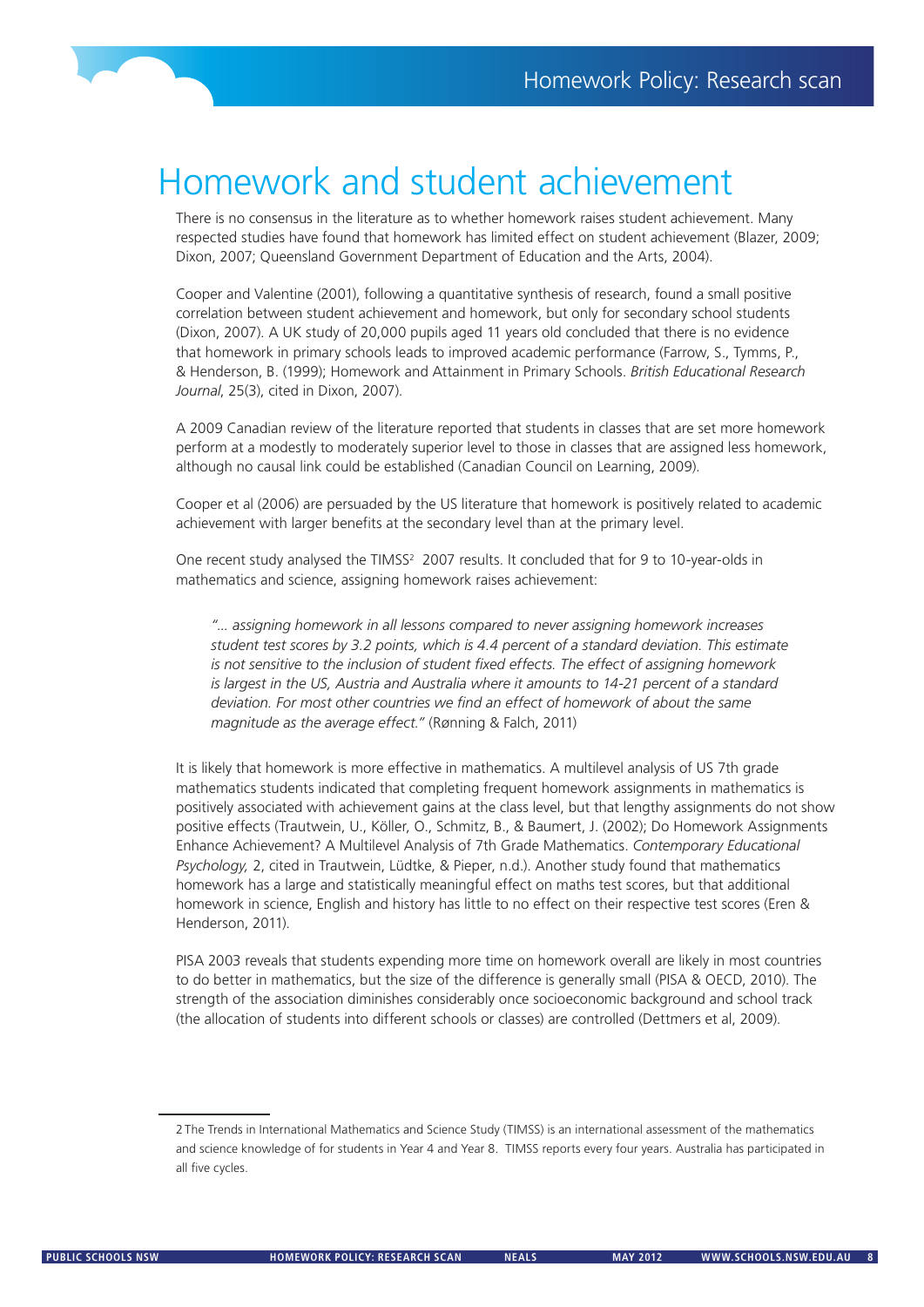# Homework and student achievement

There is no consensus in the literature as to whether homework raises student achievement. Many respected studies have found that homework has limited effect on student achievement (Blazer, 2009; Dixon, 2007; Queensland Government Department of Education and the Arts, 2004).

Cooper and Valentine (2001), following a quantitative synthesis of research, found a small positive correlation between student achievement and homework, but only for secondary school students (Dixon, 2007). A UK study of 20,000 pupils aged 11 years old concluded that there is no evidence that homework in primary schools leads to improved academic performance (Farrow, S., Tymms, P., & Henderson, B. (1999); Homework and Attainment in Primary Schools. *British Educational Research Journal*, 25(3), cited in Dixon, 2007).

A 2009 Canadian review of the literature reported that students in classes that are set more homework perform at a modestly to moderately superior level to those in classes that are assigned less homework, although no causal link could be established (Canadian Council on Learning, 2009).

Cooper et al (2006) are persuaded by the US literature that homework is positively related to academic achievement with larger benefits at the secondary level than at the primary level.

One recent study analysed the TIMSS[2] 2007 results. It concluded that for 9 to 10-year-olds in mathematics and science, assigning homework raises achievement:

> *"... assigning homework in all lessons compared to never assigning homework increases student test scores by 3.2 points, which is 4.4 percent of a standard deviation. This estimate is not sensitive to the inclusion of student fixed effects. The effect of assigning homework is largest in the US, Austria and Australia where it amounts to 14-21 percent of a standard deviation. For most other countries we find an effect of homework of about the same magnitude as the average effect."* (Rønning & Falch, 2011)

It is likely that homework is more effective in mathematics. A multilevel analysis of US 7th grade mathematics students indicated that completing frequent homework assignments in mathematics is positively associated with achievement gains at the class level, but that lengthy assignments do not show positive effects (Trautwein, U., Köller, O., Schmitz, B., & Baumert, J. (2002); Do Homework Assignments Enhance Achievement? A Multilevel Analysis of 7th Grade Mathematics. *Contemporary Educational Psychology,* 2, cited in Trautwein, Lüdtke, & Pieper, n.d.). Another study found that mathematics homework has a large and statistically meaningful effect on maths test scores, but that additional homework in science, English and history has little to no effect on their respective test scores (Eren & Henderson, 2011).

PISA 2003 reveals that students expending more time on homework overall are likely in most countries to do better in mathematics, but the size of the difference is generally small (PISA & OECD, 2010). The strength of the association diminishes considerably once socioeconomic background and school track (the allocation of students into different schools or classes) are controlled (Dettmers et al, 2009).

---

2 The Trends in International Mathematics and Science Study (TIMSS) is an international assessment of the mathematics and science knowledge of for students in Year 4 and Year 8. TIMSS reports every four years. Australia has participated in all five cycles.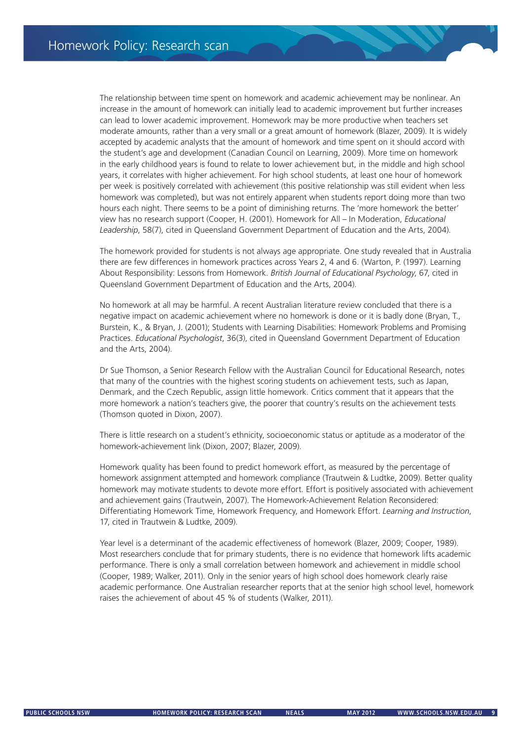The relationship between time spent on homework and academic achievement may be nonlinear. An increase in the amount of homework can initially lead to academic improvement but further increases can lead to lower academic improvement. Homework may be more productive when teachers set moderate amounts, rather than a very small or a great amount of homework (Blazer, 2009). It is widely accepted by academic analysts that the amount of homework and time spent on it should accord with the student's age and development (Canadian Council on Learning, 2009). More time on homework in the early childhood years is found to relate to lower achievement but, in the middle and high school years, it correlates with higher achievement. For high school students, at least one hour of homework per week is positively correlated with achievement (this positive relationship was still evident when less homework was completed), but was not entirely apparent when students report doing more than two hours each night. There seems to be a point of diminishing returns. The 'more homework the better' view has no research support (Cooper, H. (2001). Homework for All – In Moderation, *Educational Leadership*, 58(7), cited in Queensland Government Department of Education and the Arts, 2004).

The homework provided for students is not always age appropriate. One study revealed that in Australia there are few differences in homework practices across Years 2, 4 and 6. (Warton, P. (1997). Learning About Responsibility: Lessons from Homework. *British Journal of Educational Psychology*, 67, cited in Queensland Government Department of Education and the Arts, 2004).

No homework at all may be harmful. A recent Australian literature review concluded that there is a negative impact on academic achievement where no homework is done or it is badly done (Bryan, T., Burstein, K., & Bryan, J. (2001); Students with Learning Disabilities: Homework Problems and Promising Practices. *Educational Psychologist*, 36(3), cited in Queensland Government Department of Education and the Arts, 2004).

Dr Sue Thomson, a Senior Research Fellow with the Australian Council for Educational Research, notes that many of the countries with the highest scoring students on achievement tests, such as Japan, Denmark, and the Czech Republic, assign little homework. Critics comment that it appears that the more homework a nation's teachers give, the poorer that country's results on the achievement tests (Thomson quoted in Dixon, 2007).

There is little research on a student's ethnicity, socioeconomic status or aptitude as a moderator of the homework-achievement link (Dixon, 2007; Blazer, 2009).

Homework quality has been found to predict homework effort, as measured by the percentage of homework assignment attempted and homework compliance (Trautwein & Ludtke, 2009). Better quality homework may motivate students to devote more effort. Effort is positively associated with achievement and achievement gains (Trautwein, 2007). The Homework-Achievement Relation Reconsidered: Differentiating Homework Time, Homework Frequency, and Homework Effort. *Learning and Instruction*, 17, cited in Trautwein & Ludtke, 2009).

Year level is a determinant of the academic effectiveness of homework (Blazer, 2009; Cooper, 1989). Most researchers conclude that for primary students, there is no evidence that homework lifts academic performance. There is only a small correlation between homework and achievement in middle school (Cooper, 1989; Walker, 2011). Only in the senior years of high school does homework clearly raise academic performance. One Australian researcher reports that at the senior high school level, homework raises the achievement of about 45 % of students (Walker, 2011).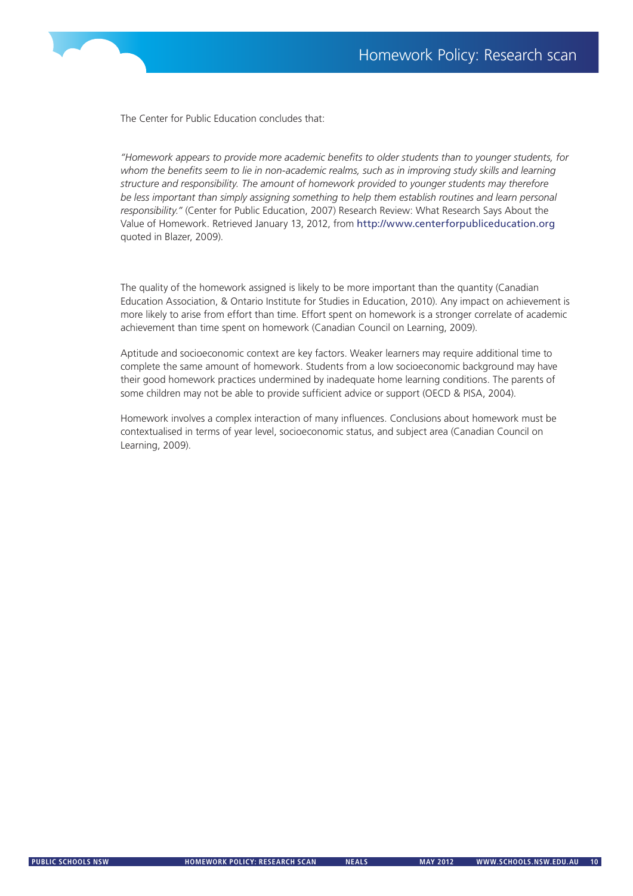The Center for Public Education concludes that:

*"Homework appears to provide more academic benefits to older students than to younger students, for whom the benefits seem to lie in non-academic realms, such as in improving study skills and learning structure and responsibility. The amount of homework provided to younger students may therefore be less important than simply assigning something to help them establish routines and learn personal responsibility."* (Center for Public Education, 2007) Research Review: What Research Says About the Value of Homework. Retrieved January 13, 2012, from http://www.centerforpubliceducation.org quoted in Blazer, 2009).

The quality of the homework assigned is likely to be more important than the quantity (Canadian Education Association, & Ontario Institute for Studies in Education, 2010). Any impact on achievement is more likely to arise from effort than time. Effort spent on homework is a stronger correlate of academic achievement than time spent on homework (Canadian Council on Learning, 2009).

Aptitude and socioeconomic context are key factors. Weaker learners may require additional time to complete the same amount of homework. Students from a low socioeconomic background may have their good homework practices undermined by inadequate home learning conditions. The parents of some children may not be able to provide sufficient advice or support (OECD & PISA, 2004).

Homework involves a complex interaction of many influences. Conclusions about homework must be contextualised in terms of year level, socioeconomic status, and subject area (Canadian Council on Learning, 2009).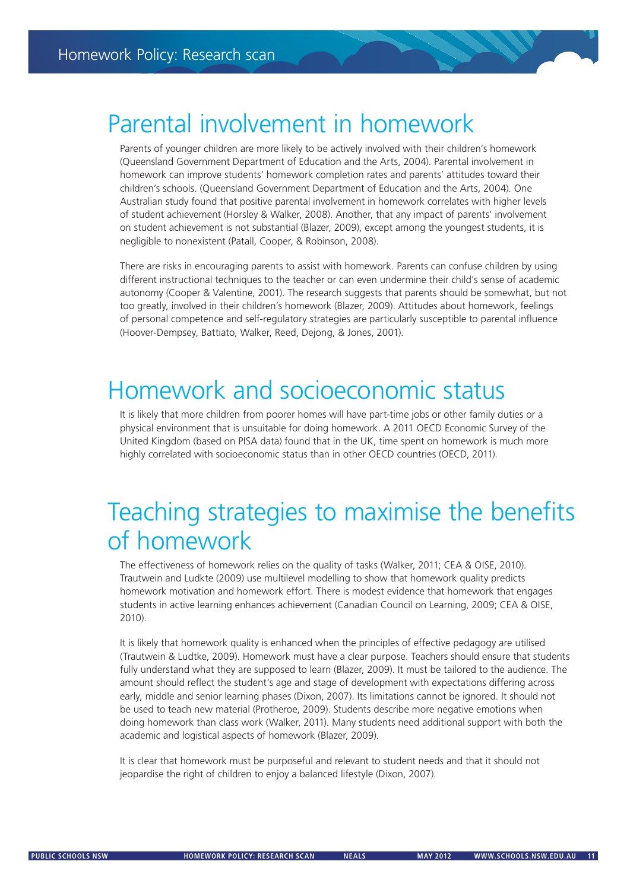# Parental involvement in homework

Parents of younger children are more likely to be actively involved with their children's homework (Queensland Government Department of Education and the Arts, 2004). Parental involvement in homework can improve students' homework completion rates and parents' attitudes toward their children's schools. (Queensland Government Department of Education and the Arts, 2004). One Australian study found that positive parental involvement in homework correlates with higher levels of student achievement (Horsley & Walker, 2008). Another, that any impact of parents' involvement on student achievement is not substantial (Blazer, 2009), except among the youngest students, it is negligible to nonexistent (Patall, Cooper, & Robinson, 2008).

There are risks in encouraging parents to assist with homework. Parents can confuse children by using different instructional techniques to the teacher or can even undermine their child's sense of academic autonomy (Cooper & Valentine, 2001). The research suggests that parents should be somewhat, but not too greatly, involved in their children's homework (Blazer, 2009). Attitudes about homework, feelings of personal competence and self-regulatory strategies are particularly susceptible to parental influence (Hoover-Dempsey, Battiato, Walker, Reed, Dejong, & Jones, 2001).

# Homework and socioeconomic status

It is likely that more children from poorer homes will have part-time jobs or other family duties or a physical environment that is unsuitable for doing homework. A 2011 OECD Economic Survey of the United Kingdom (based on PISA data) found that in the UK, time spent on homework is much more highly correlated with socioeconomic status than in other OECD countries (OECD, 2011).

# Teaching strategies to maximise the benefits of homework

The effectiveness of homework relies on the quality of tasks (Walker, 2011; CEA & OISE, 2010). Trautwein and Ludkte (2009) use multilevel modelling to show that homework quality predicts homework motivation and homework effort. There is modest evidence that homework that engages students in active learning enhances achievement (Canadian Council on Learning, 2009; CEA & OISE, 2010).

It is likely that homework quality is enhanced when the principles of effective pedagogy are utilised (Trautwein & Ludtke, 2009). Homework must have a clear purpose. Teachers should ensure that students fully understand what they are supposed to learn (Blazer, 2009). It must be tailored to the audience. The amount should reflect the student's age and stage of development with expectations differing across early, middle and senior learning phases (Dixon, 2007). Its limitations cannot be ignored. It should not be used to teach new material (Protheroe, 2009). Students describe more negative emotions when doing homework than class work (Walker, 2011). Many students need additional support with both the academic and logistical aspects of homework (Blazer, 2009).

It is clear that homework must be purposeful and relevant to student needs and that it should not jeopardise the right of children to enjoy a balanced lifestyle (Dixon, 2007).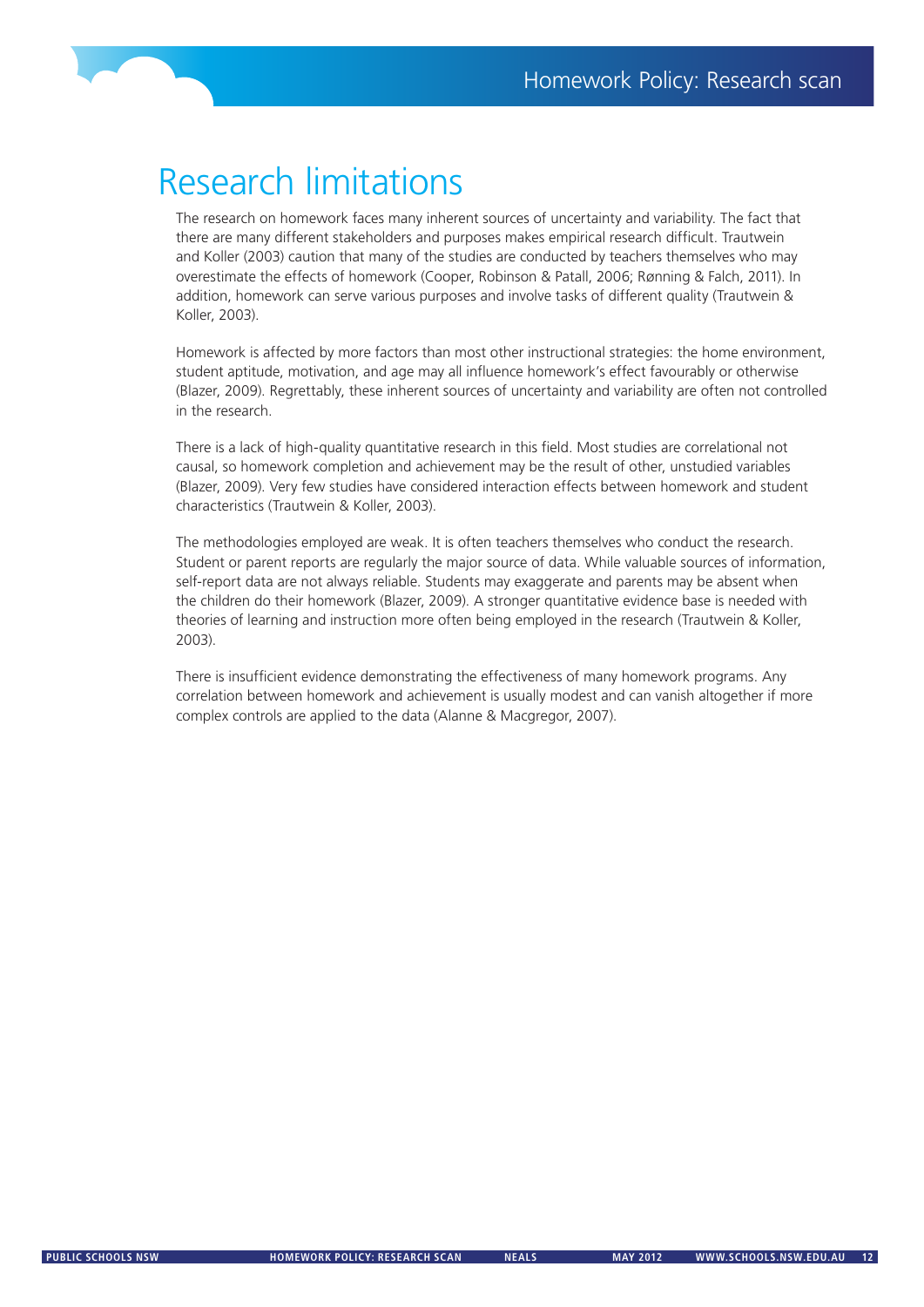# Research limitations

The research on homework faces many inherent sources of uncertainty and variability. The fact that there are many different stakeholders and purposes makes empirical research difficult. Trautwein and Koller (2003) caution that many of the studies are conducted by teachers themselves who may overestimate the effects of homework (Cooper, Robinson & Patall, 2006; Rønning & Falch, 2011). In addition, homework can serve various purposes and involve tasks of different quality (Trautwein & Koller, 2003).

Homework is affected by more factors than most other instructional strategies: the home environment, student aptitude, motivation, and age may all influence homework's effect favourably or otherwise (Blazer, 2009). Regrettably, these inherent sources of uncertainty and variability are often not controlled in the research.

There is a lack of high-quality quantitative research in this field. Most studies are correlational not causal, so homework completion and achievement may be the result of other, unstudied variables (Blazer, 2009). Very few studies have considered interaction effects between homework and student characteristics (Trautwein & Koller, 2003).

The methodologies employed are weak. It is often teachers themselves who conduct the research. Student or parent reports are regularly the major source of data. While valuable sources of information, self-report data are not always reliable. Students may exaggerate and parents may be absent when the children do their homework (Blazer, 2009). A stronger quantitative evidence base is needed with theories of learning and instruction more often being employed in the research (Trautwein & Koller, 2003).

There is insufficient evidence demonstrating the effectiveness of many homework programs. Any correlation between homework and achievement is usually modest and can vanish altogether if more complex controls are applied to the data (Alanne & Macgregor, 2007).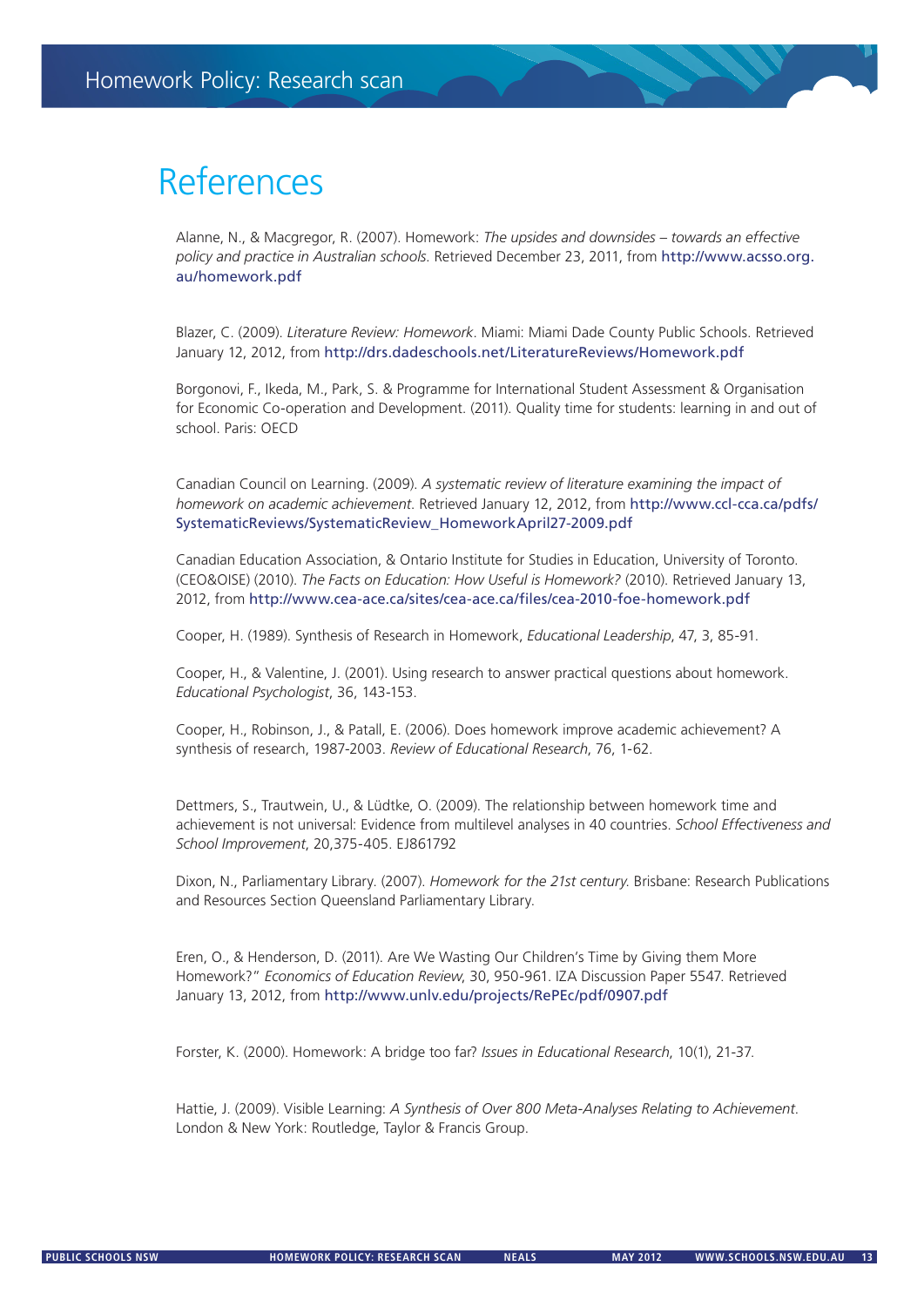# References

Alanne, N., & Macgregor, R. (2007). Homework: *The upsides and downsides – towards an effective policy and practice in Australian schools.* Retrieved December 23, 2011, from http://www.acsso.org.au/homework.pdf

Blazer, C. (2009). *Literature Review: Homework*. Miami: Miami Dade County Public Schools. Retrieved January 12, 2012, from http://drs.dadeschools.net/LiteratureReviews/Homework.pdf

Borgonovi, F., Ikeda, M., Park, S. & Programme for International Student Assessment & Organisation for Economic Co-operation and Development. (2011). Quality time for students: learning in and out of school. Paris: OECD

Canadian Council on Learning. (2009). *A systematic review of literature examining the impact of homework on academic achievement*. Retrieved January 12, 2012, from http://www.ccl-cca.ca/pdfs/SystematicReviews/SystematicReview_HomeworkApril27-2009.pdf

Canadian Education Association, & Ontario Institute for Studies in Education, University of Toronto. (CEO&OISE) (2010). *The Facts on Education: How Useful is Homework?* (2010). Retrieved January 13, 2012, from http://www.cea-ace.ca/sites/cea-ace.ca/files/cea-2010-foe-homework.pdf

Cooper, H. (1989). Synthesis of Research in Homework, *Educational Leadership*, 47, 3, 85-91.

Cooper, H., & Valentine, J. (2001). Using research to answer practical questions about homework. *Educational Psychologist*, 36, 143-153.

Cooper, H., Robinson, J., & Patall, E. (2006). Does homework improve academic achievement? A synthesis of research, 1987-2003. *Review of Educational Research*, 76, 1-62.

Dettmers, S., Trautwein, U., & Lüdtke, O. (2009). The relationship between homework time and achievement is not universal: Evidence from multilevel analyses in 40 countries. *School Effectiveness and School Improvement*, 20,375-405. EJ861792

Dixon, N., Parliamentary Library. (2007). *Homework for the 21st century.* Brisbane: Research Publications and Resources Section Queensland Parliamentary Library.

Eren, O., & Henderson, D. (2011). Are We Wasting Our Children's Time by Giving them More Homework?" *Economics of Education Review*, 30, 950-961. IZA Discussion Paper 5547. Retrieved January 13, 2012, from http://www.unlv.edu/projects/RePEc/pdf/0907.pdf

Forster, K. (2000). Homework: A bridge too far? *Issues in Educational Research*, 10(1), 21-37.

Hattie, J. (2009). Visible Learning: *A Synthesis of Over 800 Meta-Analyses Relating to Achievement*. London & New York: Routledge, Taylor & Francis Group.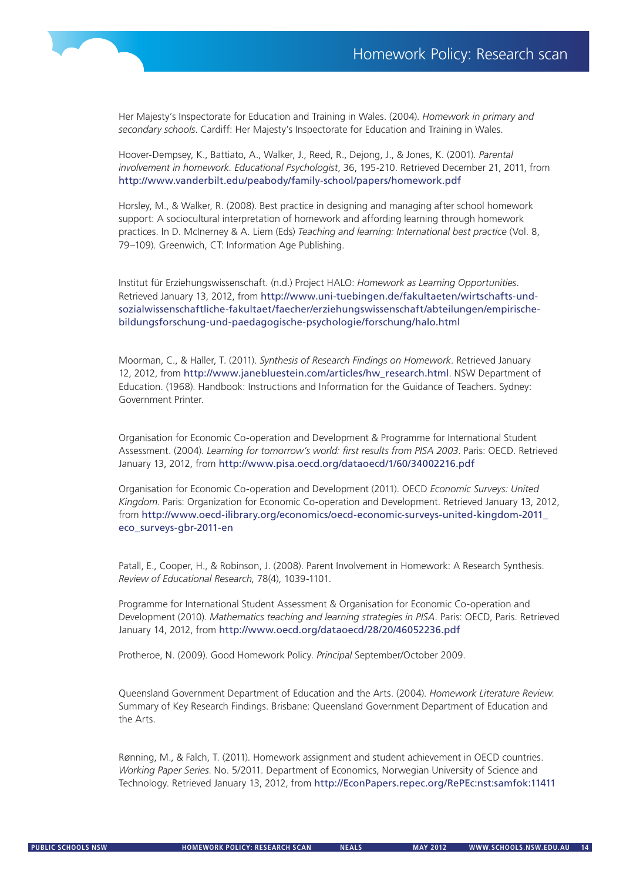Her Majesty's Inspectorate for Education and Training in Wales. (2004). *Homework in primary and secondary schools*. Cardiff: Her Majesty's Inspectorate for Education and Training in Wales.

Hoover-Dempsey, K., Battiato, A., Walker, J., Reed, R., Dejong, J., & Jones, K. (2001). *Parental involvement in homework. Educational Psychologist*, 36, 195-210. Retrieved December 21, 2011, from http://www.vanderbilt.edu/peabody/family-school/papers/homework.pdf

Horsley, M., & Walker, R. (2008). Best practice in designing and managing after school homework support: A sociocultural interpretation of homework and affording learning through homework practices. In D. McInerney & A. Liem (Eds) *Teaching and learning: International best practice* (Vol. 8, 79–109). Greenwich, CT: Information Age Publishing.

Institut für Erziehungswissenschaft. (n.d.) Project HALO: *Homework as Learning Opportunities*. Retrieved January 13, 2012, from http://www.uni-tuebingen.de/fakultaeten/wirtschafts-und-sozialwissenschaftliche-fakultaet/faecher/erziehungswissenschaft/abteilungen/empirische-bildungsforschung-und-paedagogische-psychologie/forschung/halo.html

Moorman, C., & Haller, T. (2011). *Synthesis of Research Findings on Homework*. Retrieved January 12, 2012, from http://www.janebluestein.com/articles/hw_research.html. NSW Department of Education. (1968). Handbook: Instructions and Information for the Guidance of Teachers. Sydney: Government Printer.

Organisation for Economic Co-operation and Development & Programme for International Student Assessment. (2004). *Learning for tomorrow's world: first results from PISA 2003*. Paris: OECD. Retrieved January 13, 2012, from http://www.pisa.oecd.org/dataoecd/1/60/34002216.pdf

Organisation for Economic Co-operation and Development (2011). OECD *Economic Surveys: United Kingdom.* Paris: Organization for Economic Co-operation and Development. Retrieved January 13, 2012, from http://www.oecd-ilibrary.org/economics/oecd-economic-surveys-united-kingdom-2011_eco_surveys-gbr-2011-en

Patall, E., Cooper, H., & Robinson, J. (2008). Parent Involvement in Homework: A Research Synthesis. *Review of Educational Research*, 78(4), 1039-1101.

Programme for International Student Assessment & Organisation for Economic Co-operation and Development (2010). *Mathematics teaching and learning strategies in PISA*. Paris: OECD, Paris. Retrieved January 14, 2012, from http://www.oecd.org/dataoecd/28/20/46052236.pdf

Protheroe, N. (2009). Good Homework Policy. *Principal* September/October 2009.

Queensland Government Department of Education and the Arts. (2004). *Homework Literature Review.* Summary of Key Research Findings. Brisbane: Queensland Government Department of Education and the Arts.

Rønning, M., & Falch, T. (2011). Homework assignment and student achievement in OECD countries. *Working Paper Series*. No. 5/2011. Department of Economics, Norwegian University of Science and Technology. Retrieved January 13, 2012, from http://EconPapers.repec.org/RePEc:nst:samfok:11411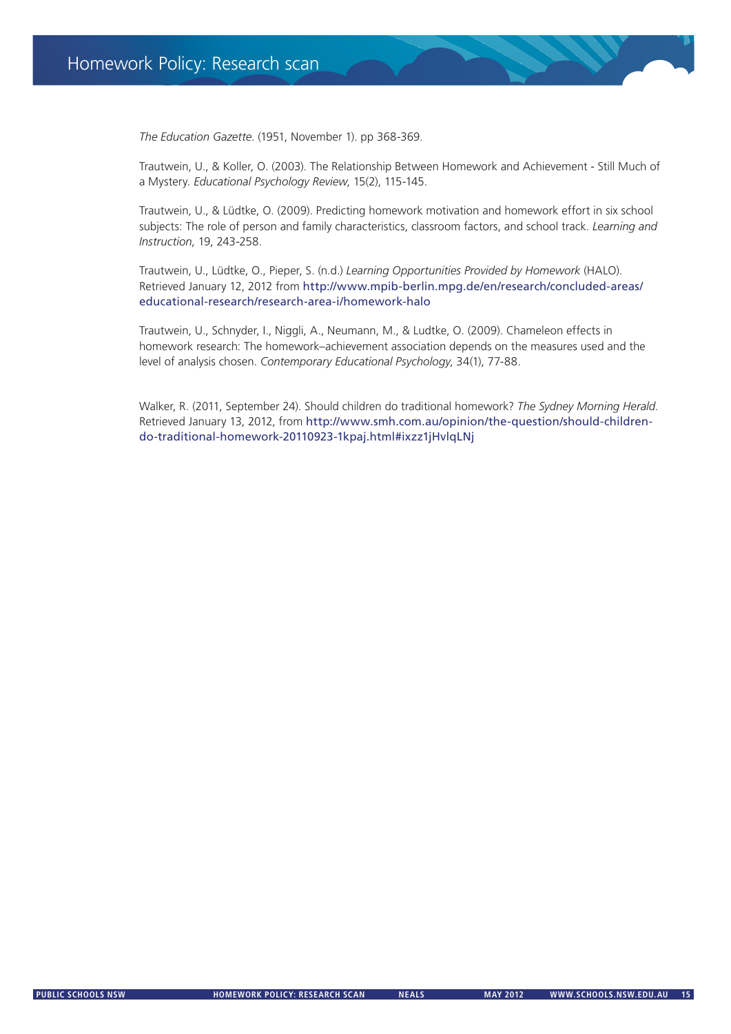*The Education Gazette*. (1951, November 1). pp 368-369.

Trautwein, U., & Koller, O. (2003). The Relationship Between Homework and Achievement - Still Much of a Mystery. *Educational Psychology Review*, 15(2), 115-145.

Trautwein, U., & Lüdtke, O. (2009). Predicting homework motivation and homework effort in six school subjects: The role of person and family characteristics, classroom factors, and school track. *Learning and Instruction*, 19, 243-258.

Trautwein, U., Lüdtke, O., Pieper, S. (n.d.) *Learning Opportunities Provided by Homework* (HALO). Retrieved January 12, 2012 from http://www.mpib-berlin.mpg.de/en/research/concluded-areas/educational-research/research-area-i/homework-halo

Trautwein, U., Schnyder, I., Niggli, A., Neumann, M., & Ludtke, O. (2009). Chameleon effects in homework research: The homework–achievement association depends on the measures used and the level of analysis chosen. *Contemporary Educational Psychology*, 34(1), 77-88.

Walker, R. (2011, September 24). Should children do traditional homework? *The Sydney Morning Herald*. Retrieved January 13, 2012, from http://www.smh.com.au/opinion/the-question/should-children-do-traditional-homework-20110923-1kpaj.html#ixzz1jHvlqLNj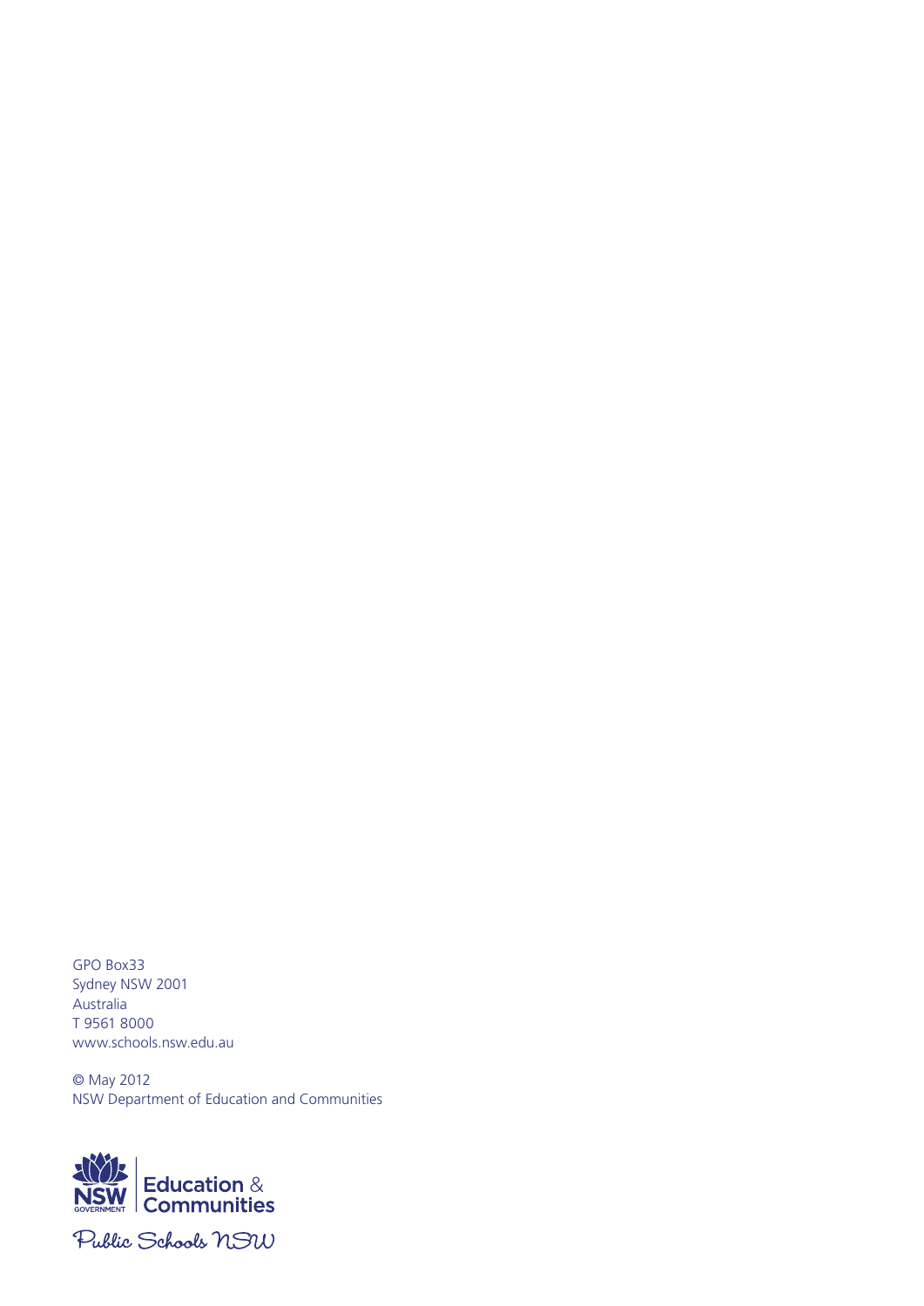GPO Box33
Sydney NSW 2001
Australia
T 9561 8000
www.schools.nsw.edu.au

© May 2012
NSW Department of Education and Communities

NSW GOVERNMENT | Education & Communities

Public Schools NSW